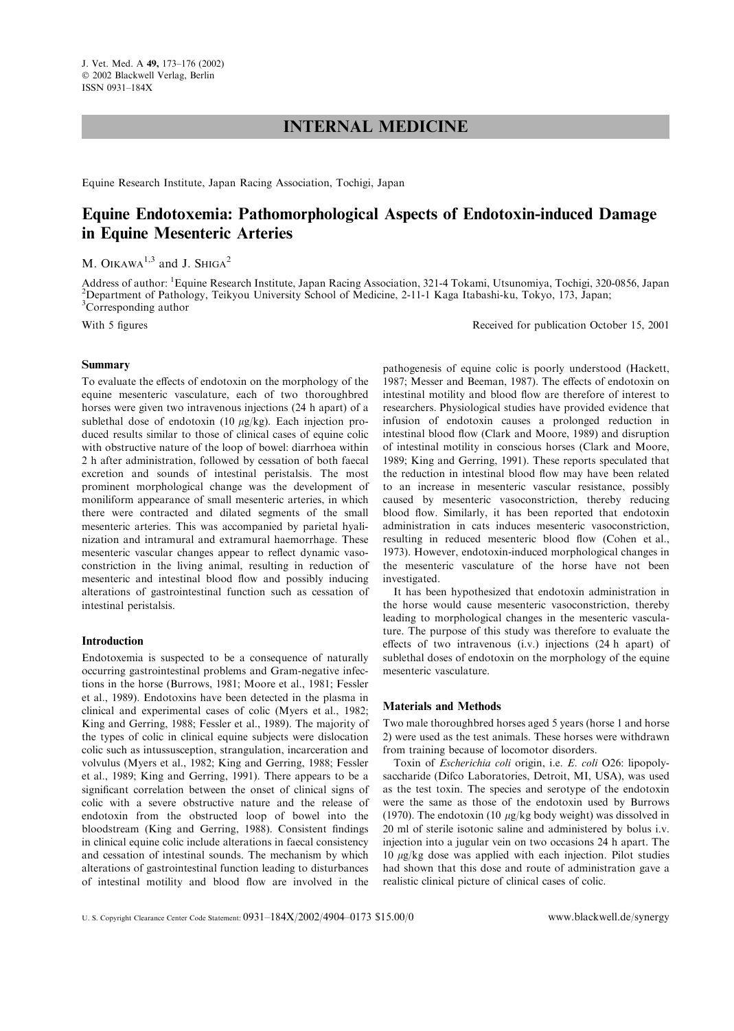# INTERNAL MEDICINE

Equine Research Institute, Japan Racing Association, Tochigi, Japan

## Equine Endotoxemia: Pathomorphological Aspects of Endotoxin-induced Damage in Equine Mesenteric Arteries

M. Oikawa[1,3] and J. Shiga[2]

Address of author: [1]Equine Research Institute, Japan Racing Association, 321-4 Tokami, Utsunomiya, Tochigi, 320-0856, Japan
[2]Department of Pathology, Teikyou University School of Medicine, 2-11-1 Kaga Itabashi-ku, Tokyo, 173, Japan;
[3]Corresponding author

With 5 figures

Received for publication October 15, 2001

### Summary

To evaluate the effects of endotoxin on the morphology of the equine mesenteric vasculature, each of two thoroughbred horses were given two intravenous injections (24 h apart) of a sublethal dose of endotoxin (10 $\mu$g/kg). Each injection produced results similar to those of clinical cases of equine colic with obstructive nature of the loop of bowel: diarrhoea within 2 h after administration, followed by cessation of both faecal excretion and sounds of intestinal peristalsis. The most prominent morphological change was the development of moniliform appearance of small mesenteric arteries, in which there were contracted and dilated segments of the small mesenteric arteries. This was accompanied by parietal hyalinization and intramural and extramural haemorrhage. These mesenteric vascular changes appear to reflect dynamic vasoconstriction in the living animal, resulting in reduction of mesenteric and intestinal blood flow and possibly inducing alterations of gastrointestinal function such as cessation of intestinal peristalsis.

### Introduction

Endotoxemia is suspected to be a consequence of naturally occurring gastrointestinal problems and Gram-negative infections in the horse (Burrows, 1981; Moore et al., 1981; Fessler et al., 1989). Endotoxins have been detected in the plasma in clinical and experimental cases of colic (Myers et al., 1982; King and Gerring, 1988; Fessler et al., 1989). The majority of the types of colic in clinical equine subjects were dislocation colic such as intussusception, strangulation, incarceration and volvulus (Myers et al., 1982; King and Gerring, 1988; Fessler et al., 1989; King and Gerring, 1991). There appears to be a significant correlation between the onset of clinical signs of colic with a severe obstructive nature and the release of endotoxin from the obstructed loop of bowel into the bloodstream (King and Gerring, 1988). Consistent findings in clinical equine colic include alterations in faecal consistency and cessation of intestinal sounds. The mechanism by which alterations of gastrointestinal function leading to disturbances of intestinal motility and blood flow are involved in the pathogenesis of equine colic is poorly understood (Hackett, 1987; Messer and Beeman, 1987). The effects of endotoxin on intestinal motility and blood flow are therefore of interest to researchers. Physiological studies have provided evidence that infusion of endotoxin causes a prolonged reduction in intestinal blood flow (Clark and Moore, 1989) and disruption of intestinal motility in conscious horses (Clark and Moore, 1989; King and Gerring, 1991). These reports speculated that the reduction in intestinal blood flow may have been related to an increase in mesenteric vascular resistance, possibly caused by mesenteric vasoconstriction, thereby reducing blood flow. Similarly, it has been reported that endotoxin administration in cats induces mesenteric vasoconstriction, resulting in reduced mesenteric blood flow (Cohen et al., 1973). However, endotoxin-induced morphological changes in the mesenteric vasculature of the horse have not been investigated.

It has been hypothesized that endotoxin administration in the horse would cause mesenteric vasoconstriction, thereby leading to morphological changes in the mesenteric vasculature. The purpose of this study was therefore to evaluate the effects of two intravenous (i.v.) injections (24 h apart) of sublethal doses of endotoxin on the morphology of the equine mesenteric vasculature.

### Materials and Methods

Two male thoroughbred horses aged 5 years (horse 1 and horse 2) were used as the test animals. These horses were withdrawn from training because of locomotor disorders.

Toxin of *Escherichia coli* origin, i.e. *E. coli* O26: lipopolysaccharide (Difco Laboratories, Detroit, MI, USA), was used as the test toxin. The species and serotype of the endotoxin were the same as those of the endotoxin used by Burrows (1970). The endotoxin (10 $\mu$g/kg body weight) was dissolved in 20 ml of sterile isotonic saline and administered by bolus i.v. injection into a jugular vein on two occasions 24 h apart. The 10 $\mu$g/kg dose was applied with each injection. Pilot studies had shown that this dose and route of administration gave a realistic clinical picture of clinical cases of colic.

U. S. Copyright Clearance Center Code Statement: 0931–184X/2002/4904–0173 $15.00/0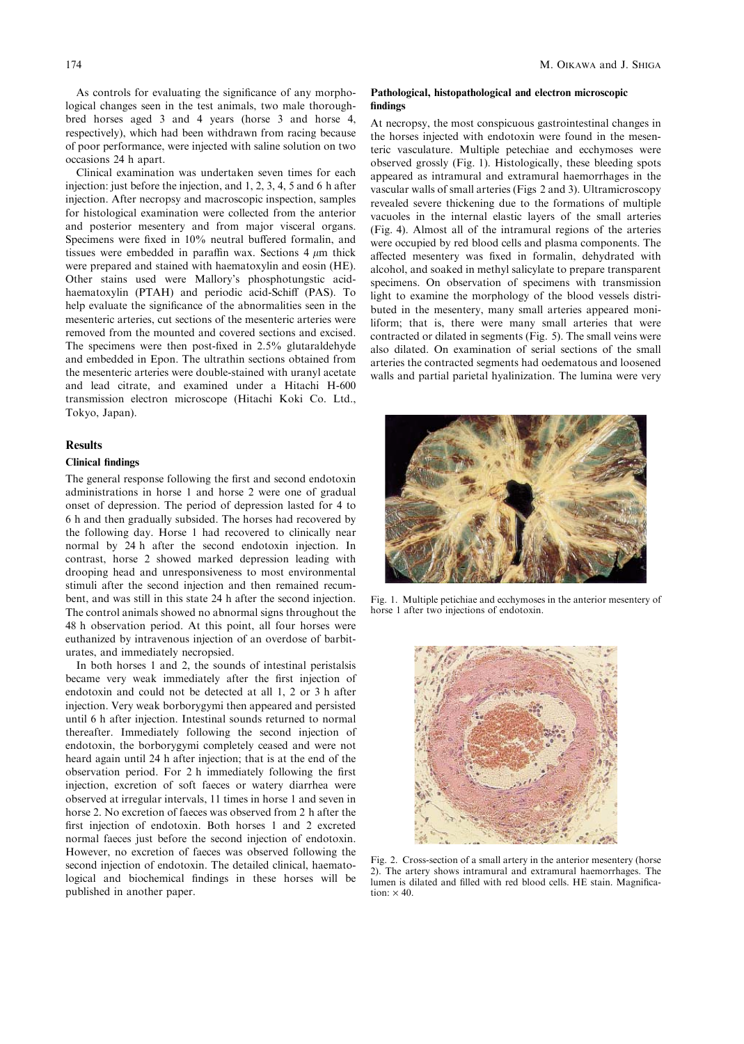As controls for evaluating the significance of any morphological changes seen in the test animals, two male thoroughbred horses aged 3 and 4 years (horse 3 and horse 4, respectively), which had been withdrawn from racing because of poor performance, were injected with saline solution on two occasions 24 h apart.

Clinical examination was undertaken seven times for each injection: just before the injection, and 1, 2, 3, 4, 5 and 6 h after injection. After necropsy and macroscopic inspection, samples for histological examination were collected from the anterior and posterior mesentery and from major visceral organs. Specimens were fixed in 10% neutral buffered formalin, and tissues were embedded in paraffin wax. Sections 4 $\mu$m thick were prepared and stained with haematoxylin and eosin (HE). Other stains used were Mallory's phosphotungstic acid-haematoxylin (PTAH) and periodic acid-Schiff (PAS). To help evaluate the significance of the abnormalities seen in the mesenteric arteries, cut sections of the mesenteric arteries were removed from the mounted and covered sections and excised. The specimens were then post-fixed in 2.5% glutaraldehyde and embedded in Epon. The ultrathin sections obtained from the mesenteric arteries were double-stained with uranyl acetate and lead citrate, and examined under a Hitachi H-600 transmission electron microscope (Hitachi Koki Co. Ltd., Tokyo, Japan).

## Results

### Clinical findings

The general response following the first and second endotoxin administrations in horse 1 and horse 2 were one of gradual onset of depression. The period of depression lasted for 4 to 6 h and then gradually subsided. The horses had recovered by the following day. Horse 1 had recovered to clinically near normal by 24 h after the second endotoxin injection. In contrast, horse 2 showed marked depression leading with drooping head and unresponsiveness to most environmental stimuli after the second injection and then remained recumbent, and was still in this state 24 h after the second injection. The control animals showed no abnormal signs throughout the 48 h observation period. At this point, all four horses were euthanized by intravenous injection of an overdose of barbiturates, and immediately necropsied.

In both horses 1 and 2, the sounds of intestinal peristalsis became very weak immediately after the first injection of endotoxin and could not be detected at all 1, 2 or 3 h after injection. Very weak borborygymi then appeared and persisted until 6 h after injection. Intestinal sounds returned to normal thereafter. Immediately following the second injection of endotoxin, the borborygymi completely ceased and were not heard again until 24 h after injection; that is at the end of the observation period. For 2 h immediately following the first injection, excretion of soft faeces or watery diarrhea were observed at irregular intervals, 11 times in horse 1 and seven in horse 2. No excretion of faeces was observed from 2 h after the first injection of endotoxin. Both horses 1 and 2 excreted normal faeces just before the second injection of endotoxin. However, no excretion of faeces was observed following the second injection of endotoxin. The detailed clinical, haematological and biochemical findings in these horses will be published in another paper.

### Pathological, histopathological and electron microscopic findings

At necropsy, the most conspicuous gastrointestinal changes in the horses injected with endotoxin were found in the mesenteric vasculature. Multiple petechiae and ecchymoses were observed grossly (Fig. 1). Histologically, these bleeding spots appeared as intramural and extramural haemorrhages in the vascular walls of small arteries (Figs 2 and 3). Ultramicroscopy revealed severe thickening due to the formations of multiple vacuoles in the internal elastic layers of the small arteries (Fig. 4). Almost all of the intramural regions of the arteries were occupied by red blood cells and plasma components. The affected mesentery was fixed in formalin, dehydrated with alcohol, and soaked in methyl salicylate to prepare transparent specimens. On observation of specimens with transmission light to examine the morphology of the blood vessels distributed in the mesentery, many small arteries appeared moniliform; that is, there were many small arteries that were contracted or dilated in segments (Fig. 5). The small veins were also dilated. On examination of serial sections of the small arteries the contracted segments had oedematous and loosened walls and partial parietal hyalinization. The lumina were very

Fig. 1. Multiple petichiae and ecchymoses in the anterior mesentery of horse 1 after two injections of endotoxin.

Fig. 2. Cross-section of a small artery in the anterior mesentery (horse 2). The artery shows intramural and extramural haemorrhages. The lumen is dilated and filled with red blood cells. HE stain. Magnification: × 40.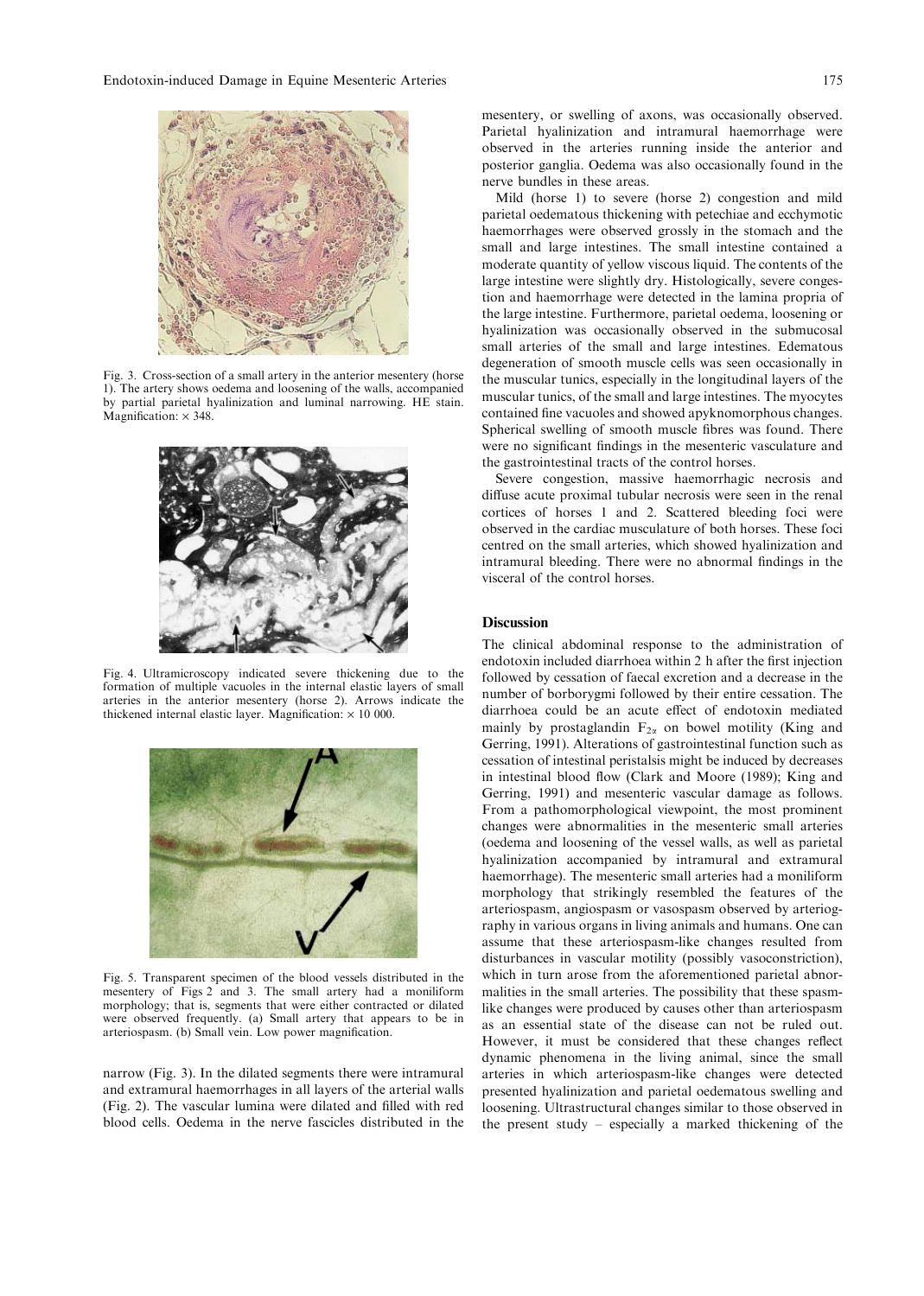Fig. 3. Cross-section of a small artery in the anterior mesentery (horse 1). The artery shows oedema and loosening of the walls, accompanied by partial parietal hyalinization and luminal narrowing. HE stain. Magnification: × 348.

Fig. 4. Ultramicroscopy indicated severe thickening due to the formation of multiple vacuoles in the internal elastic layers of small arteries in the anterior mesentery (horse 2). Arrows indicate the thickened internal elastic layer. Magnification: × 10 000.

Fig. 5. Transparent specimen of the blood vessels distributed in the mesentery of Figs 2 and 3. The small artery had a moniliform morphology; that is, segments that were either contracted or dilated were observed frequently. (a) Small artery that appears to be in arteriospasm. (b) Small vein. Low power magnification.

narrow (Fig. 3). In the dilated segments there were intramural and extramural haemorrhages in all layers of the arterial walls (Fig. 2). The vascular lumina were dilated and filled with red blood cells. Oedema in the nerve fascicles distributed in the mesentery, or swelling of axons, was occasionally observed. Parietal hyalinization and intramural haemorrhage were observed in the arteries running inside the anterior and posterior ganglia. Oedema was also occasionally found in the nerve bundles in these areas.

Mild (horse 1) to severe (horse 2) congestion and mild parietal oedematous thickening with petechiae and ecchymotic haemorrhages were observed grossly in the stomach and the small and large intestines. The small intestine contained a moderate quantity of yellow viscous liquid. The contents of the large intestine were slightly dry. Histologically, severe congestion and haemorrhage were detected in the lamina propria of the large intestine. Furthermore, parietal oedema, loosening or hyalinization was occasionally observed in the submucosal small arteries of the small and large intestines. Edematous degeneration of smooth muscle cells was seen occasionally in the muscular tunics, especially in the longitudinal layers of the muscular tunics, of the small and large intestines. The myocytes contained fine vacuoles and showed apyknomorphous changes. Spherical swelling of smooth muscle fibres was found. There were no significant findings in the mesenteric vasculature and the gastrointestinal tracts of the control horses.

Severe congestion, massive haemorrhagic necrosis and diffuse acute proximal tubular necrosis were seen in the renal cortices of horses 1 and 2. Scattered bleeding foci were observed in the cardiac musculature of both horses. These foci centred on the small arteries, which showed hyalinization and intramural bleeding. There were no abnormal findings in the visceral of the control horses.

## Discussion

The clinical abdominal response to the administration of endotoxin included diarrhoea within 2 h after the first injection followed by cessation of faecal excretion and a decrease in the number of borborygmi followed by their entire cessation. The diarrhoea could be an acute effect of endotoxin mediated mainly by prostaglandin $F_{2\alpha}$ on bowel motility (King and Gerring, 1991). Alterations of gastrointestinal function such as cessation of intestinal peristalsis might be induced by decreases in intestinal blood flow (Clark and Moore (1989); King and Gerring, 1991) and mesenteric vascular damage as follows. From a pathomorphological viewpoint, the most prominent changes were abnormalities in the mesenteric small arteries (oedema and loosening of the vessel walls, as well as parietal hyalinization accompanied by intramural and extramural haemorrhage). The mesenteric small arteries had a moniliform morphology that strikingly resembled the features of the arteriospasm, angiospasm or vasospasm observed by arteriography in various organs in living animals and humans. One can assume that these arteriospasm-like changes resulted from disturbances in vascular motility (possibly vasoconstriction), which in turn arose from the aforementioned parietal abnormalities in the small arteries. The possibility that these spasm-like changes were produced by causes other than arteriospasm as an essential state of the disease can not be ruled out. However, it must be considered that these changes reflect dynamic phenomena in the living animal, since the small arteries in which arteriospasm-like changes were detected presented hyalinization and parietal oedematous swelling and loosening. Ultrastructural changes similar to those observed in the present study – especially a marked thickening of the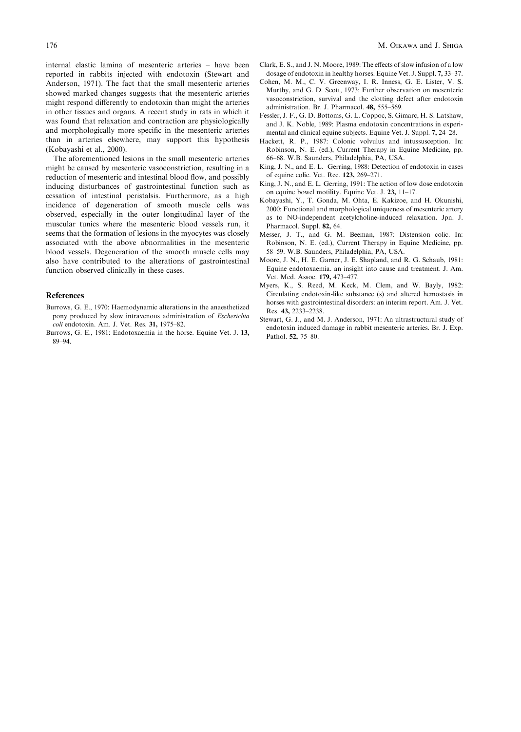internal elastic lamina of mesenteric arteries – have been reported in rabbits injected with endotoxin (Stewart and Anderson, 1971). The fact that the small mesenteric arteries showed marked changes suggests that the mesenteric arteries might respond differently to endotoxin than might the arteries in other tissues and organs. A recent study in rats in which it was found that relaxation and contraction are physiologically and morphologically more specific in the mesenteric arteries than in arteries elsewhere, may support this hypothesis (Kobayashi et al., 2000).

The aforementioned lesions in the small mesenteric arteries might be caused by mesenteric vasoconstriction, resulting in a reduction of mesenteric and intestinal blood flow, and possibly inducing disturbances of gastrointestinal function such as cessation of intestinal peristalsis. Furthermore, as a high incidence of degeneration of smooth muscle cells was observed, especially in the outer longitudinal layer of the muscular tunics where the mesenteric blood vessels run, it seems that the formation of lesions in the myocytes was closely associated with the above abnormalities in the mesenteric blood vessels. Degeneration of the smooth muscle cells may also have contributed to the alterations of gastrointestinal function observed clinically in these cases.

## References

Burrows, G. E., 1970: Haemodynamic alterations in the anaesthetized pony produced by slow intravenous administration of *Escherichia coli* endotoxin. Am. J. Vet. Res. **31,** 1975–82.

Burrows, G. E., 1981: Endotoxaemia in the horse. Equine Vet. J. **13,** 89–94.

Clark, E. S., and J. N. Moore, 1989: The effects of slow infusion of a low dosage of endotoxin in healthy horses. Equine Vet. J. Suppl. **7,** 33–37.

Cohen, M. M., C. V. Greenway, I. R. Inness, G. E. Lister, V. S. Murthy, and G. D. Scott, 1973: Further observation on mesenteric vasoconstriction, survival and the clotting defect after endotoxin administration. Br. J. Pharmacol. **48,** 555–569.

Fessler, J. F., G. D. Bottoms, G. L. Coppoc, S. Gimarc, H. S. Latshaw, and J. K. Noble, 1989: Plasma endotoxin concentrations in experimental and clinical equine subjects. Equine Vet. J. Suppl. **7,** 24–28.

Hackett, R. P., 1987: Colonic volvulus and intussusception. In: Robinson, N. E. (ed.), Current Therapy in Equine Medicine, pp. 66–68. W.B. Saunders, Philadelphia, PA, USA.

King, J. N., and E. L. Gerring, 1988: Detection of endotoxin in cases of equine colic. Vet. Rec. **123,** 269–271.

King, J. N., and E. L. Gerring, 1991: The action of low dose endotoxin on equine bowel motility. Equine Vet. J. **23,** 11–17.

Kobayashi, Y., T. Gonda, M. Ohta, E. Kakizoe, and H. Okunishi, 2000: Functional and morphological uniqueness of mesenteric artery as to NO-independent acetylcholine-induced relaxation. Jpn. J. Pharmacol. Suppl. **82,** 64.

Messer, J. T., and G. M. Beeman, 1987: Distension colic. In: Robinson, N. E. (ed.), Current Therapy in Equine Medicine, pp. 58–59. W.B. Saunders, Philadelphia, PA, USA.

Moore, J. N., H. E. Garner, J. E. Shapland, and R. G. Schaub, 1981: Equine endotoxaemia. an insight into cause and treatment. J. Am. Vet. Med. Assoc. **179,** 473–477.

Myers, K., S. Reed, M. Keck, M. Clem, and W. Bayly, 1982: Circulating endotoxin-like substance (s) and altered hemostasis in horses with gastrointestinal disorders: an interim report. Am. J. Vet. Res. **43,** 2233–2238.

Stewart, G. J., and M. J. Anderson, 1971: An ultrastructural study of endotoxin induced damage in rabbit mesenteric arteries. Br. J. Exp. Pathol. **52,** 75–80.